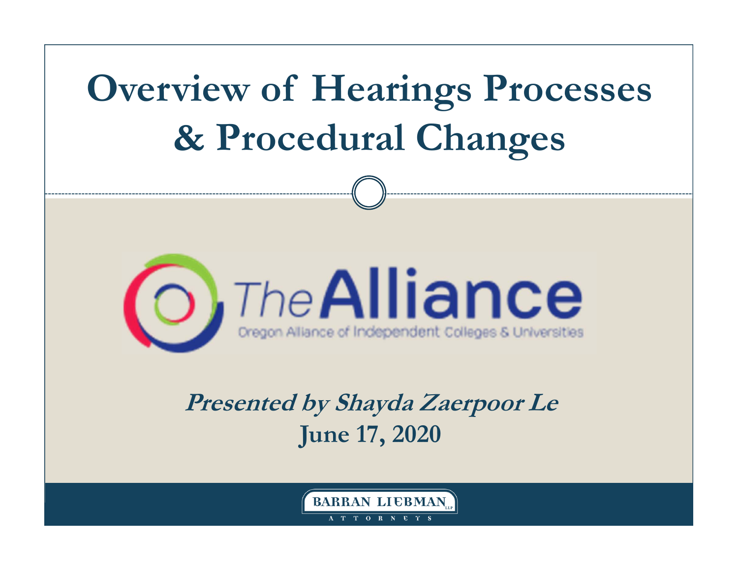# Overview of Hearings Processes & Procedural Changes

The Alliance

Oregon Alliance of Independent Colleges & Universities

***Presented by Shayda Zaerpoor Le***

**June 17, 2020**

BARRAN LIEBMAN LLP

ATTORNEYS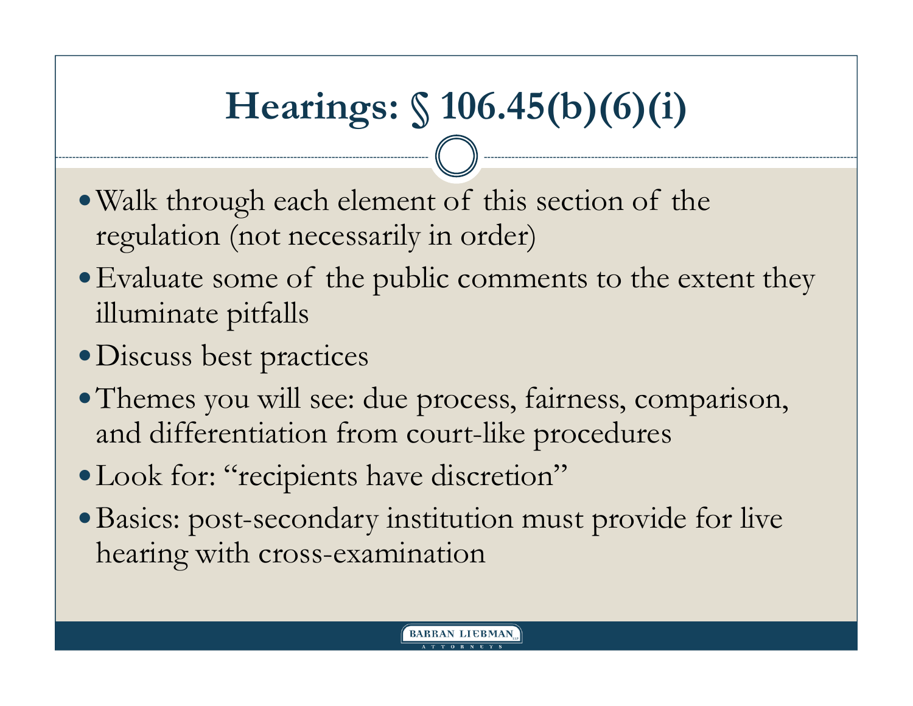# Hearings: § 106.45(b)(6)(i)

- Walk through each element of this section of the regulation (not necessarily in order)
- Evaluate some of the public comments to the extent they illuminate pitfalls
- Discuss best practices
- Themes you will see: due process, fairness, comparison, and differentiation from court-like procedures
- Look for: "recipients have discretion"
- Basics: post-secondary institution must provide for live hearing with cross-examination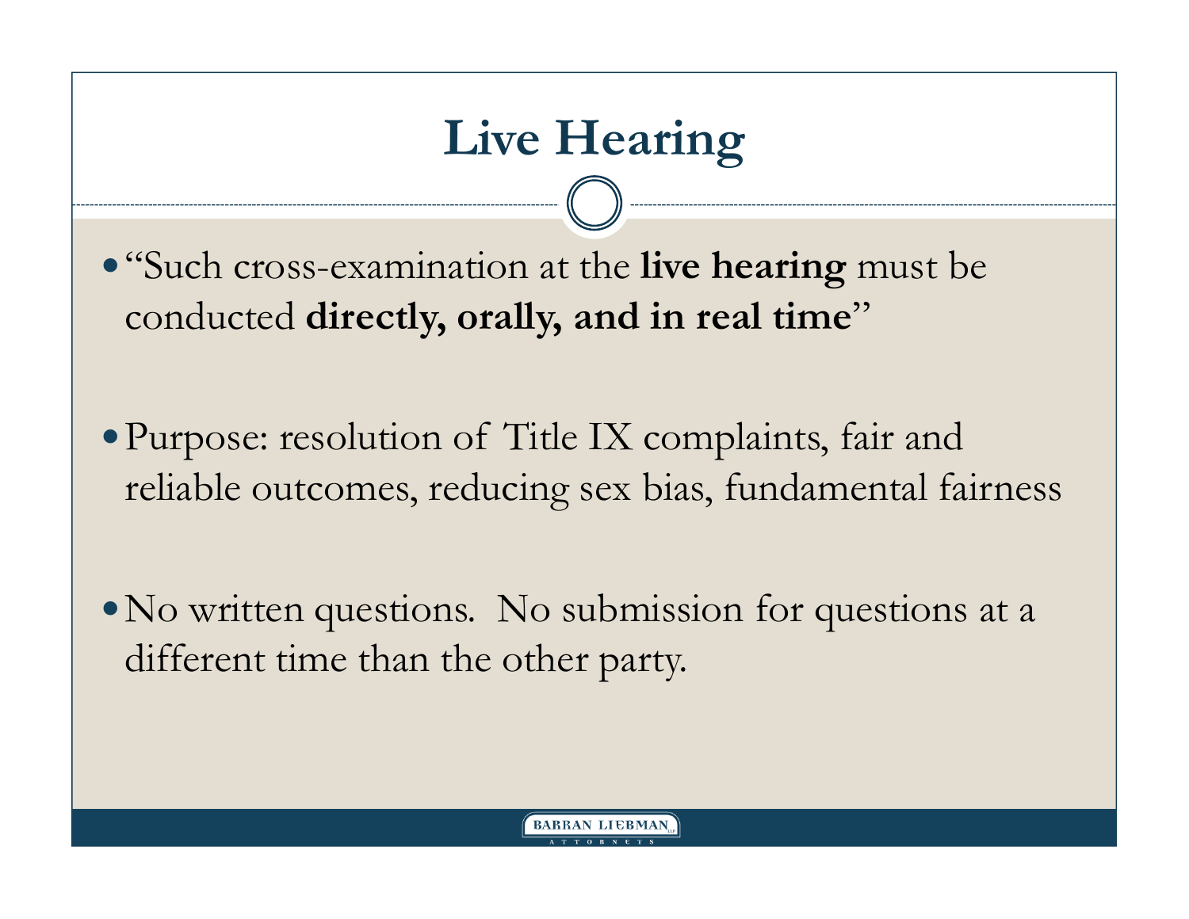# Live Hearing

- "Such cross-examination at the **live hearing** must be conducted **directly, orally, and in real time**"

- Purpose: resolution of Title IX complaints, fair and reliable outcomes, reducing sex bias, fundamental fairness

- No written questions.  No submission for questions at a different time than the other party.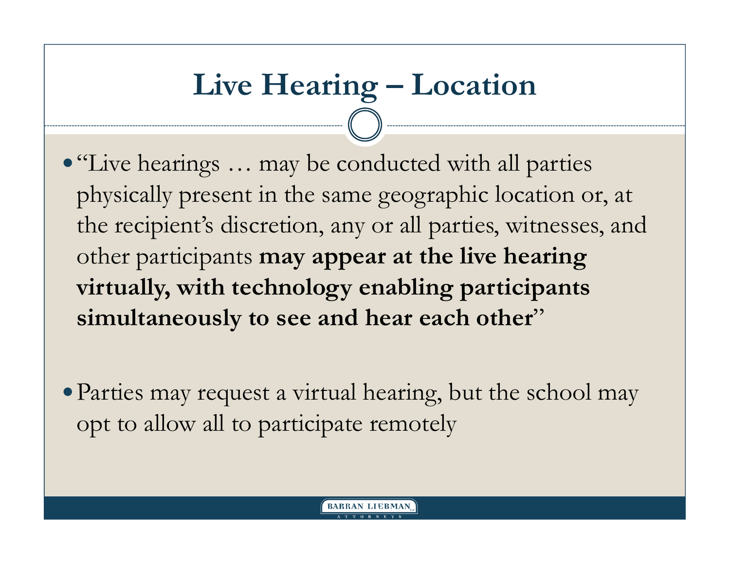# Live Hearing – Location

- "Live hearings … may be conducted with all parties physically present in the same geographic location or, at the recipient's discretion, any or all parties, witnesses, and other participants **may appear at the live hearing virtually, with technology enabling participants simultaneously to see and hear each other**"

- Parties may request a virtual hearing, but the school may opt to allow all to participate remotely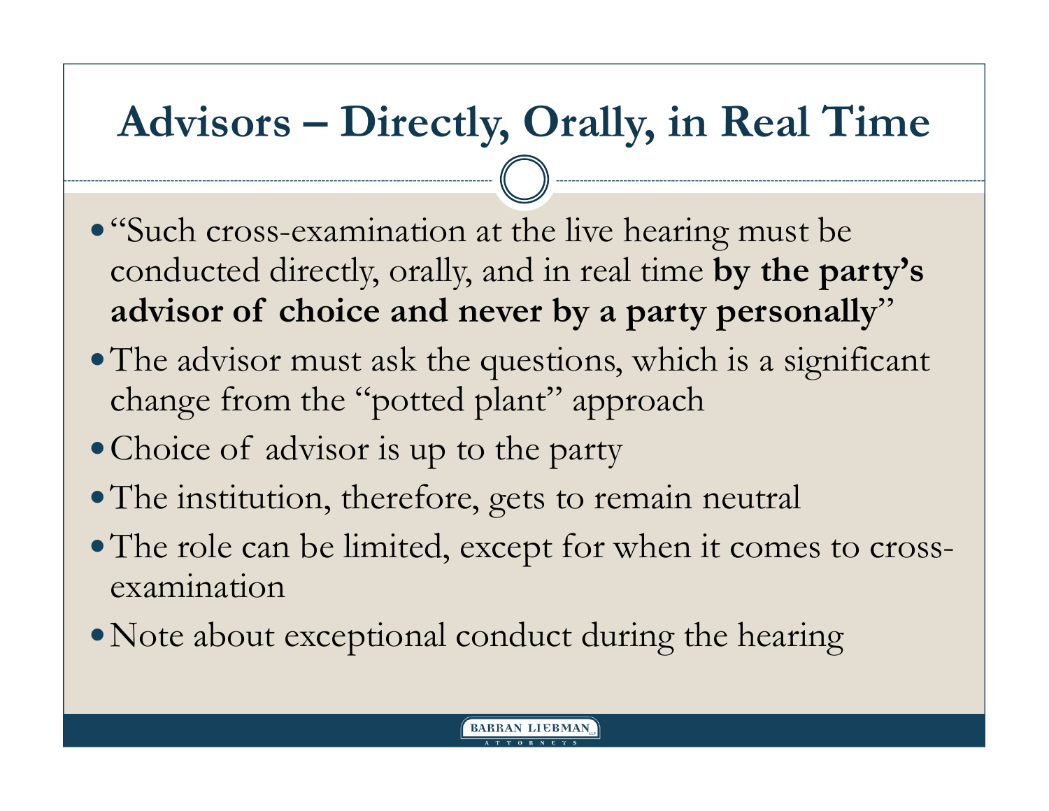# Advisors – Directly, Orally, in Real Time

- "Such cross-examination at the live hearing must be conducted directly, orally, and in real time **by the party's advisor of choice and never by a party personally**"
- The advisor must ask the questions, which is a significant change from the "potted plant" approach
- Choice of advisor is up to the party
- The institution, therefore, gets to remain neutral
- The role can be limited, except for when it comes to cross-examination
- Note about exceptional conduct during the hearing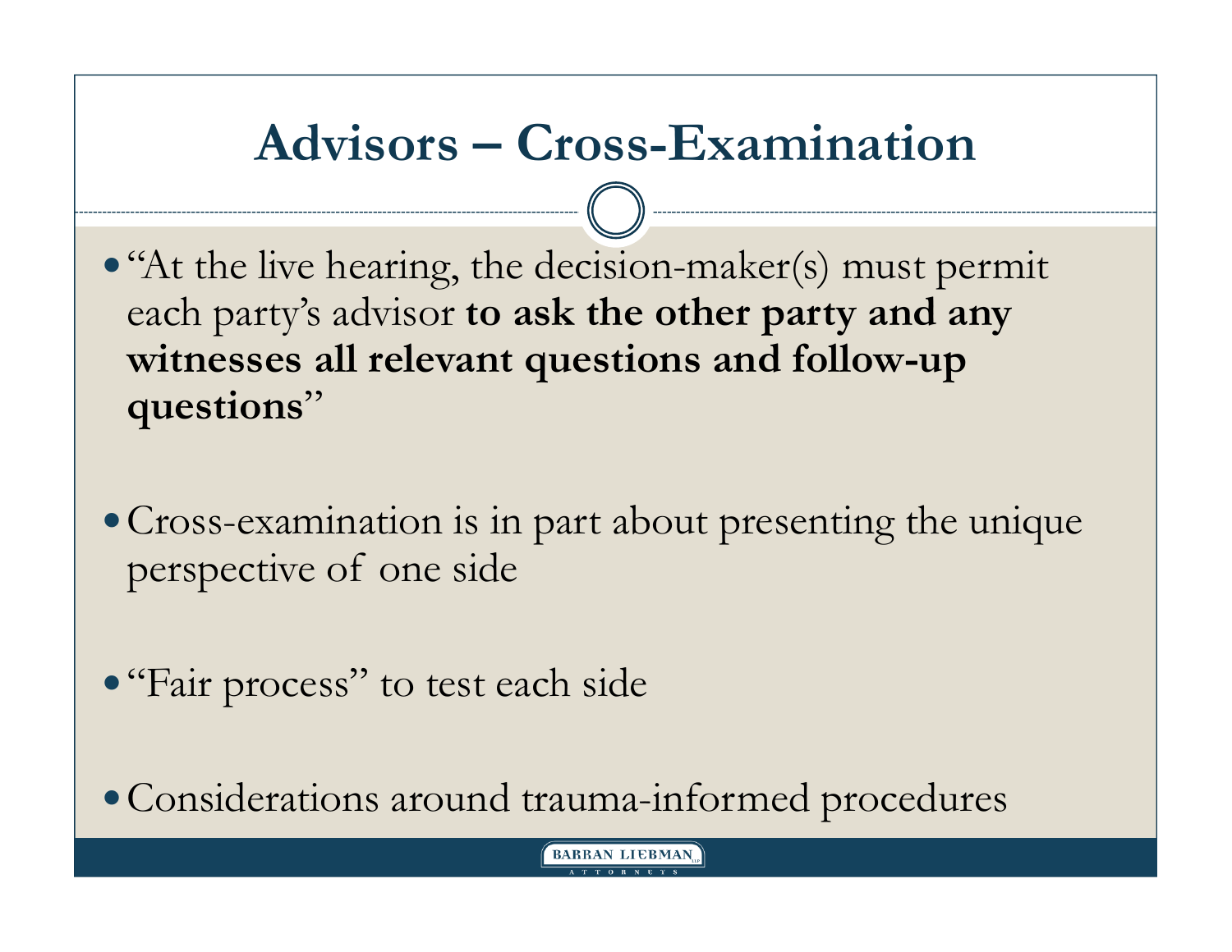# Advisors – Cross-Examination

- "At the live hearing, the decision-maker(s) must permit each party's advisor **to ask the other party and any witnesses all relevant questions and follow-up questions**"
- Cross-examination is in part about presenting the unique perspective of one side
- "Fair process" to test each side
- Considerations around trauma-informed procedures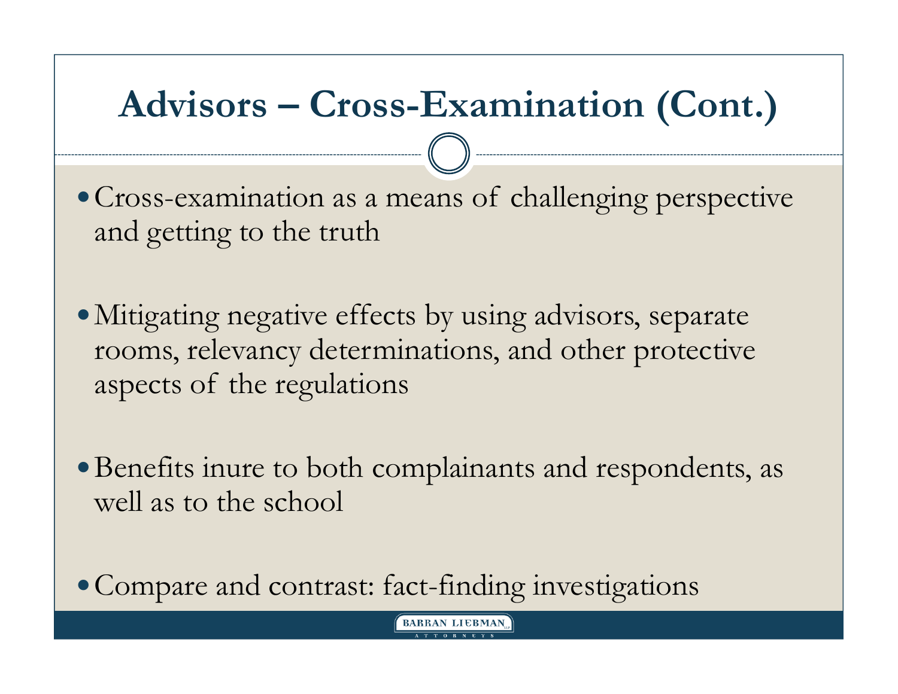# Advisors – Cross-Examination (Cont.)

- Cross-examination as a means of challenging perspective and getting to the truth
- Mitigating negative effects by using advisors, separate rooms, relevancy determinations, and other protective aspects of the regulations
- Benefits inure to both complainants and respondents, as well as to the school
- Compare and contrast: fact-finding investigations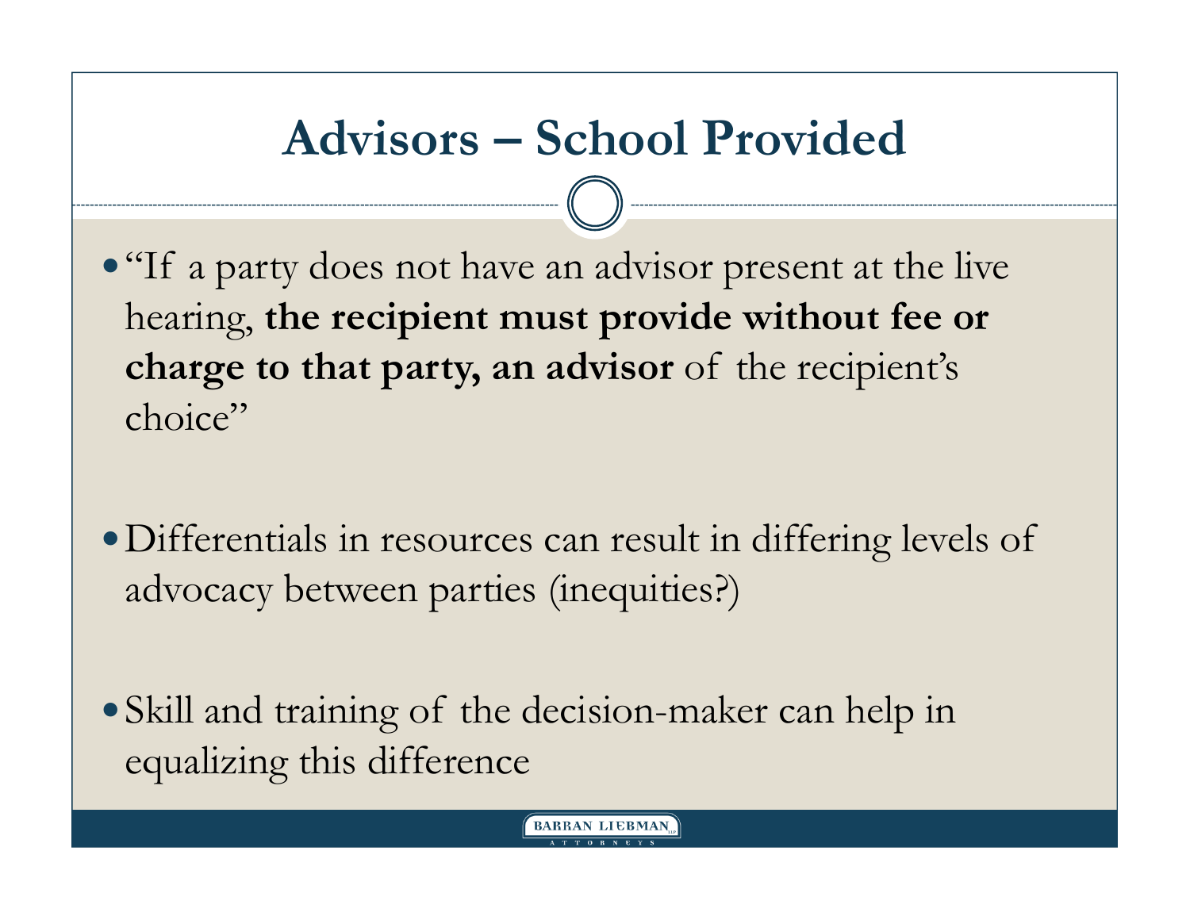# Advisors – School Provided

- "If a party does not have an advisor present at the live hearing, **the recipient must provide without fee or charge to that party, an advisor** of the recipient's choice"
- Differentials in resources can result in differing levels of advocacy between parties (inequities?)
- Skill and training of the decision-maker can help in equalizing this difference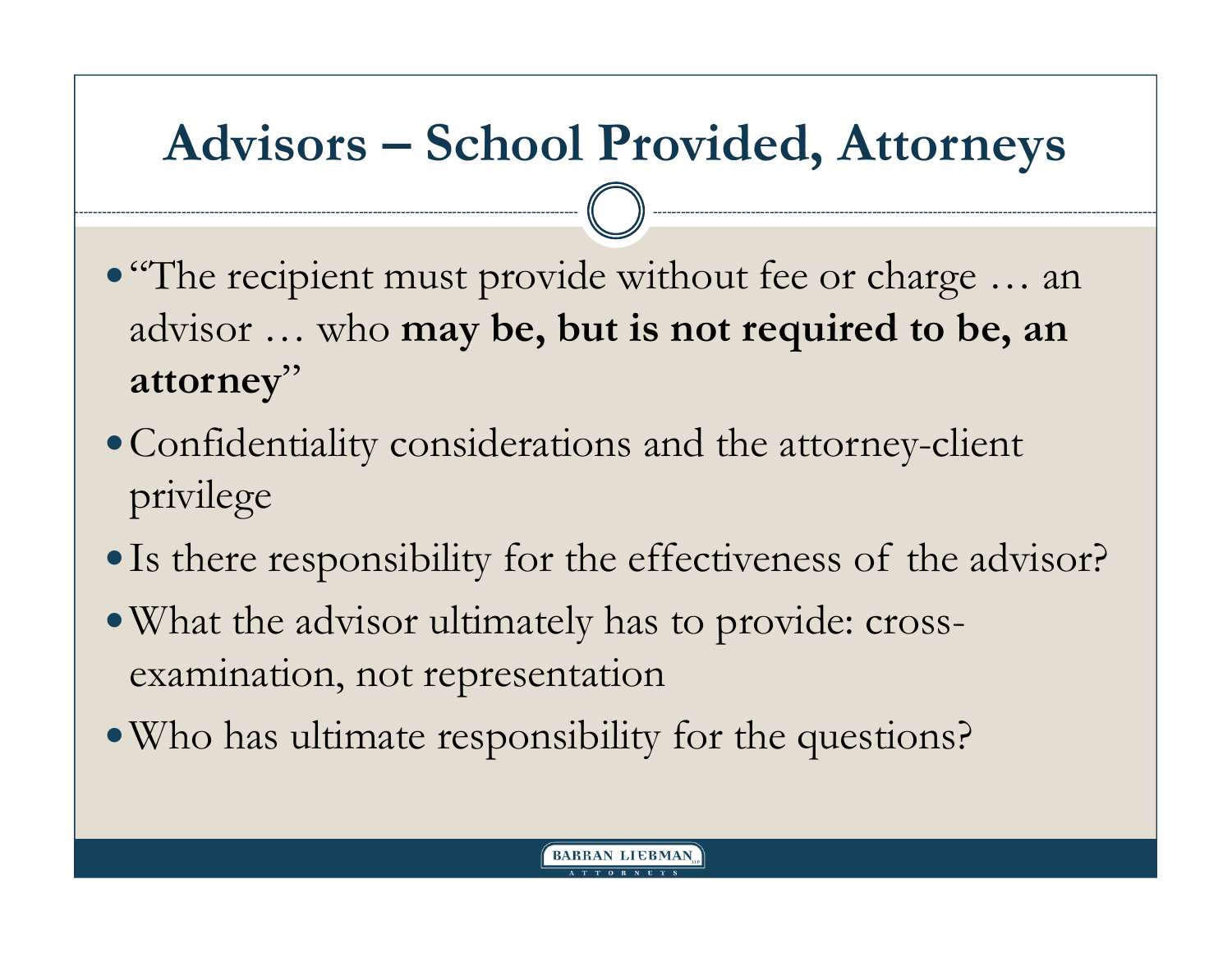# Advisors – School Provided, Attorneys

- "The recipient must provide without fee or charge … an advisor … who **may be, but is not required to be, an attorney**"
- Confidentiality considerations and the attorney-client privilege
- Is there responsibility for the effectiveness of the advisor?
- What the advisor ultimately has to provide: cross-examination, not representation
- Who has ultimate responsibility for the questions?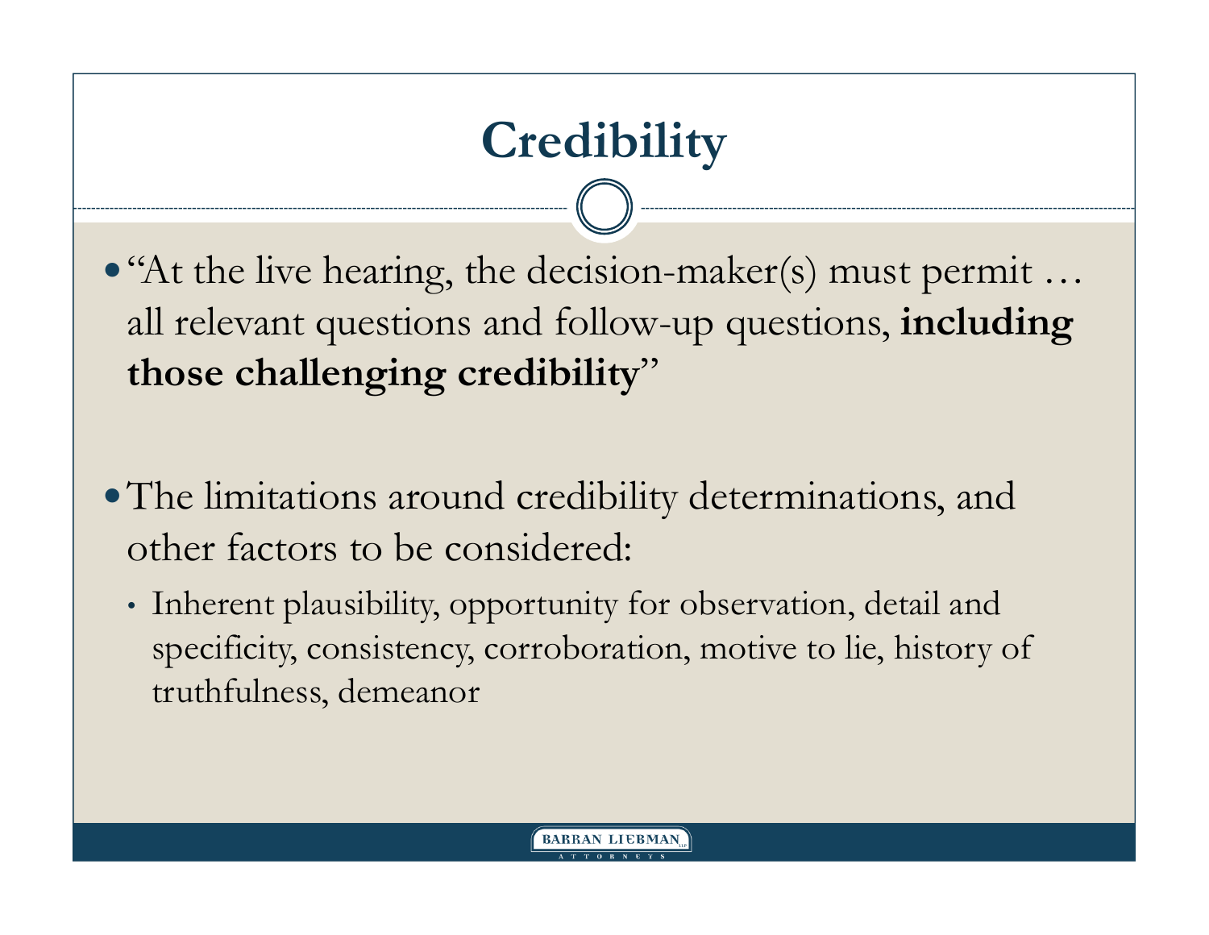# Credibility

- "At the live hearing, the decision-maker(s) must permit … all relevant questions and follow-up questions, **including those challenging credibility**"

- The limitations around credibility determinations, and other factors to be considered:
  - Inherent plausibility, opportunity for observation, detail and specificity, consistency, corroboration, motive to lie, history of truthfulness, demeanor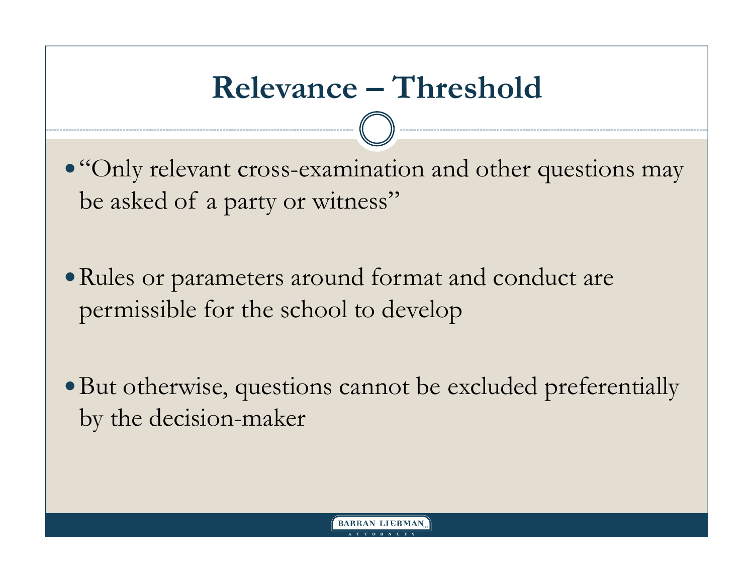# Relevance – Threshold

- "Only relevant cross-examination and other questions may be asked of a party or witness"
- Rules or parameters around format and conduct are permissible for the school to develop
- But otherwise, questions cannot be excluded preferentially by the decision-maker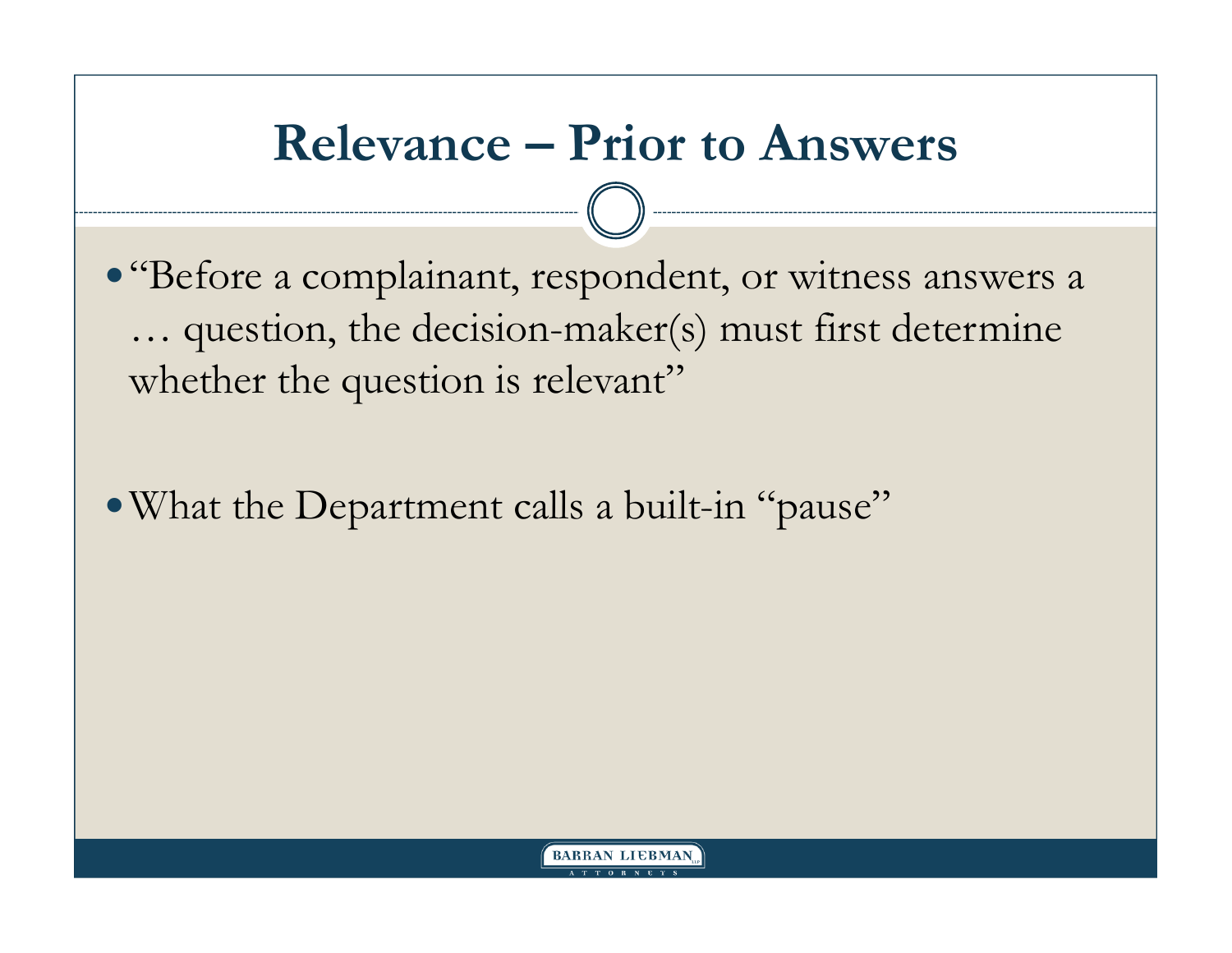# Relevance – Prior to Answers

- "Before a complainant, respondent, or witness answers a … question, the decision-maker(s) must first determine whether the question is relevant"
- What the Department calls a built-in "pause"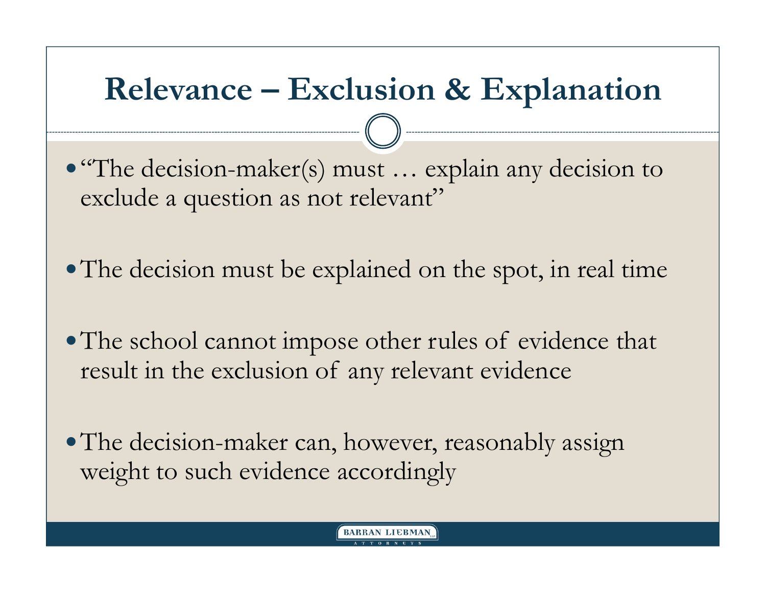# Relevance – Exclusion & Explanation

- "The decision-maker(s) must … explain any decision to exclude a question as not relevant"
- The decision must be explained on the spot, in real time
- The school cannot impose other rules of evidence that result in the exclusion of any relevant evidence
- The decision-maker can, however, reasonably assign weight to such evidence accordingly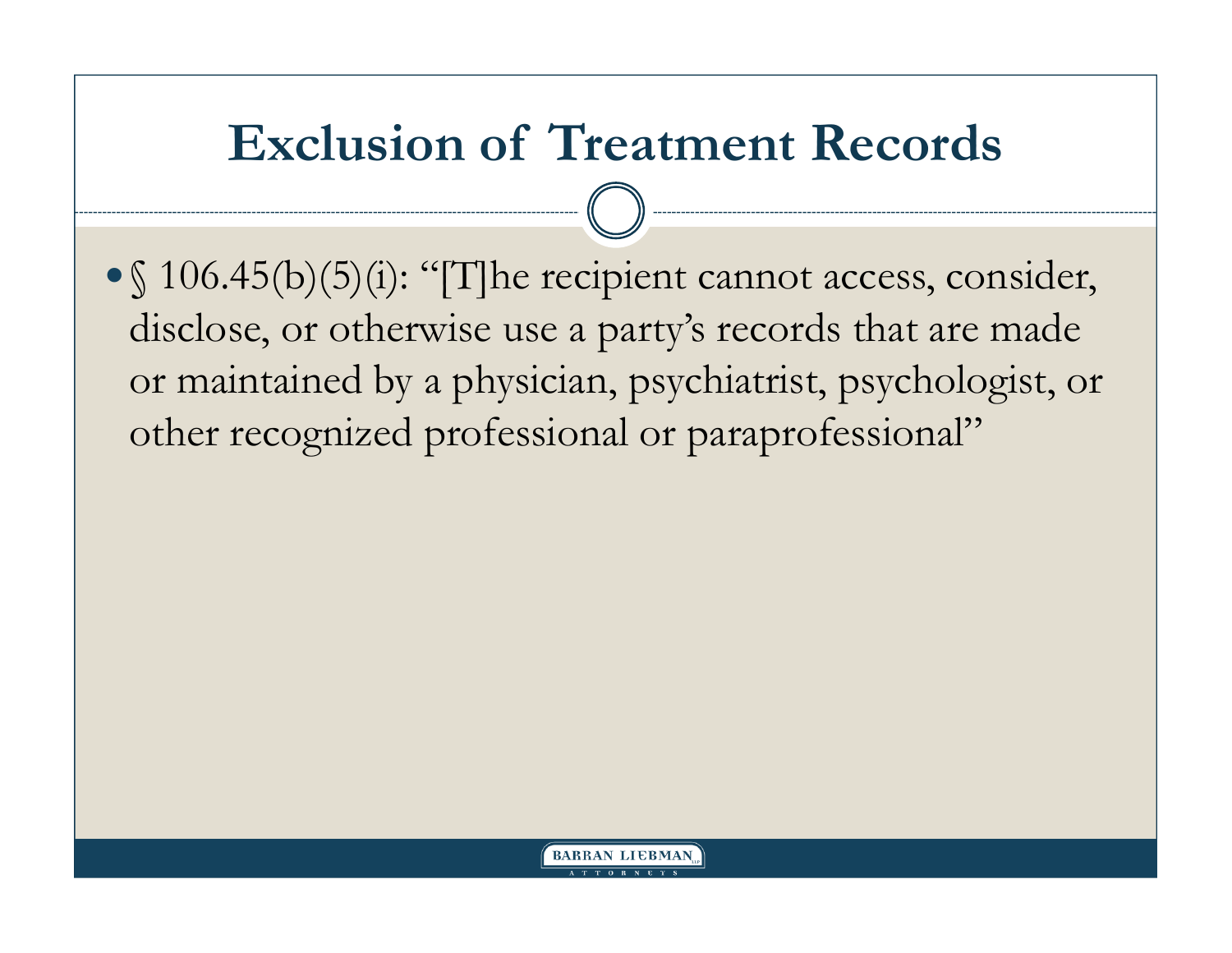# Exclusion of Treatment Records

- § 106.45(b)(5)(i): "[T]he recipient cannot access, consider, disclose, or otherwise use a party's records that are made or maintained by a physician, psychiatrist, psychologist, or other recognized professional or paraprofessional"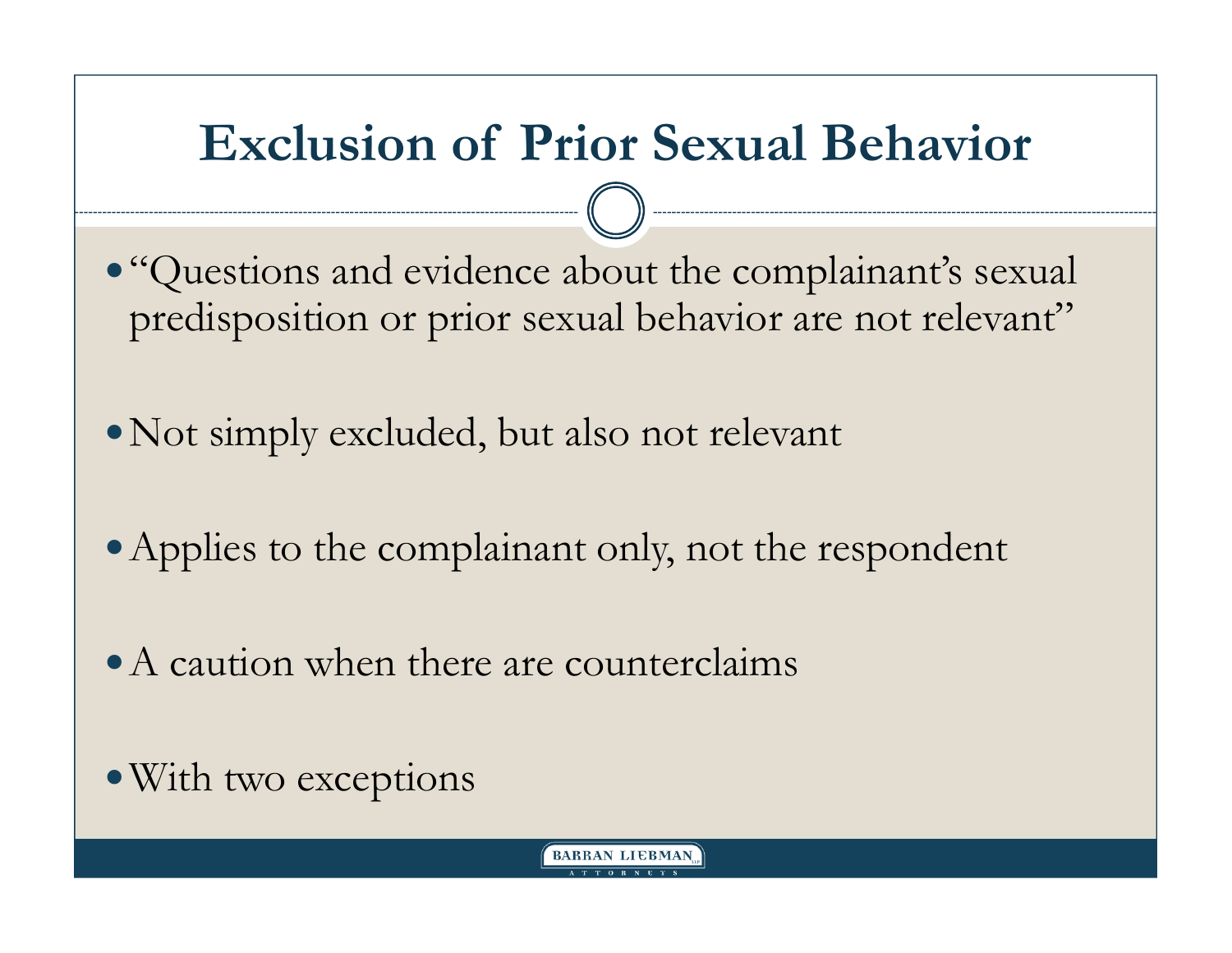# Exclusion of Prior Sexual Behavior

- "Questions and evidence about the complainant's sexual predisposition or prior sexual behavior are not relevant"
- Not simply excluded, but also not relevant
- Applies to the complainant only, not the respondent
- A caution when there are counterclaims
- With two exceptions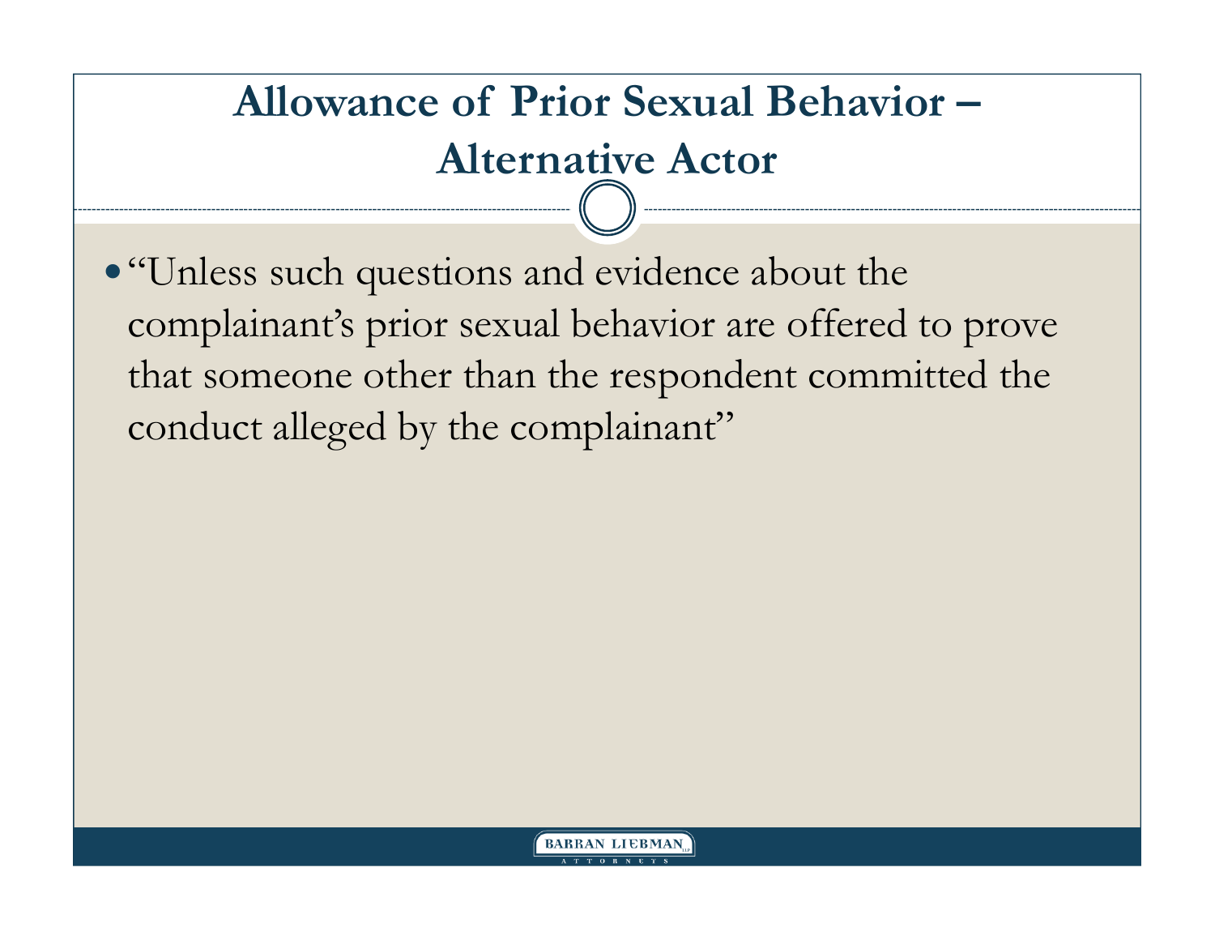# Allowance of Prior Sexual Behavior – Alternative Actor

- "Unless such questions and evidence about the complainant's prior sexual behavior are offered to prove that someone other than the respondent committed the conduct alleged by the complainant"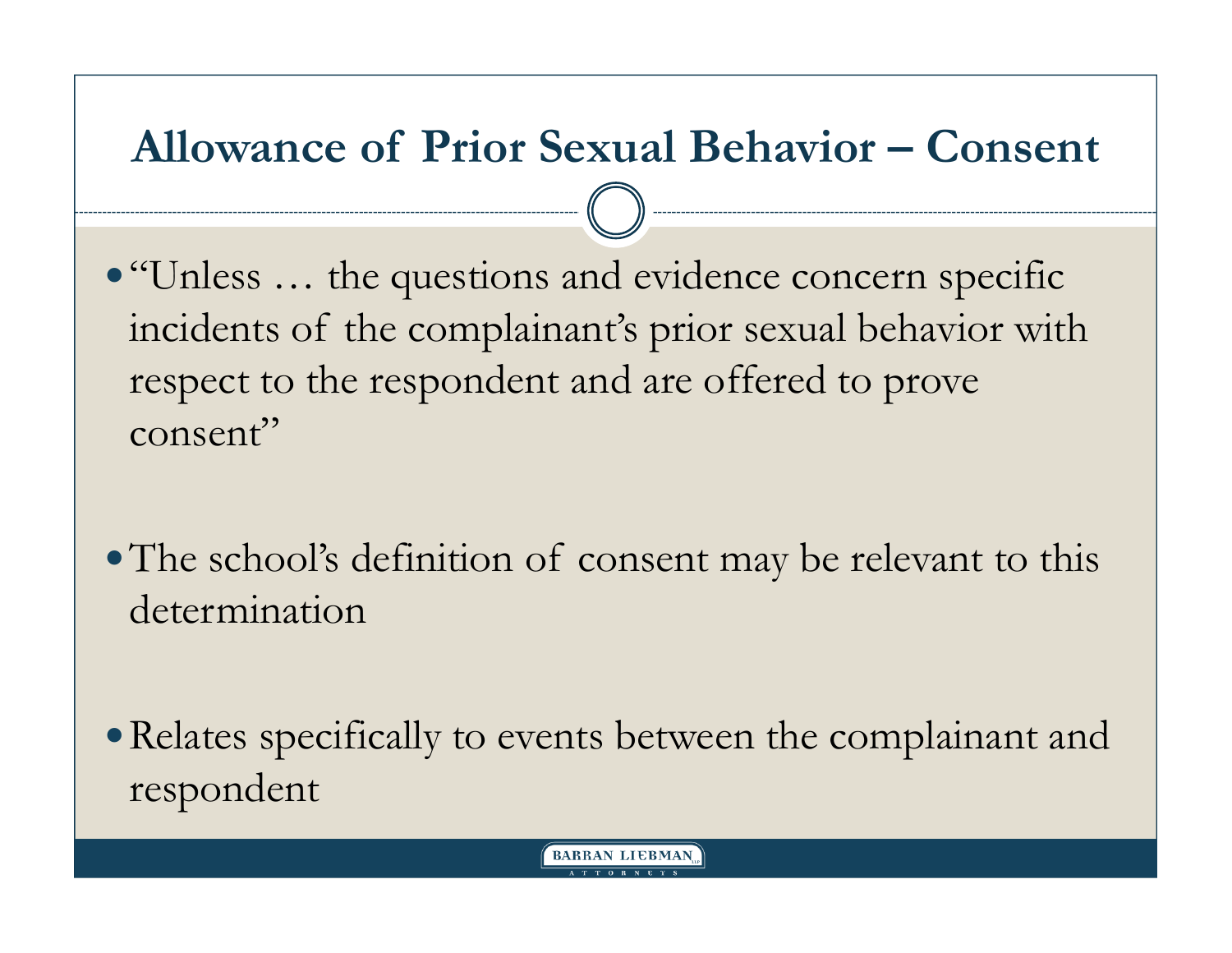# Allowance of Prior Sexual Behavior – Consent

- "Unless … the questions and evidence concern specific incidents of the complainant's prior sexual behavior with respect to the respondent and are offered to prove consent"
- The school's definition of consent may be relevant to this determination
- Relates specifically to events between the complainant and respondent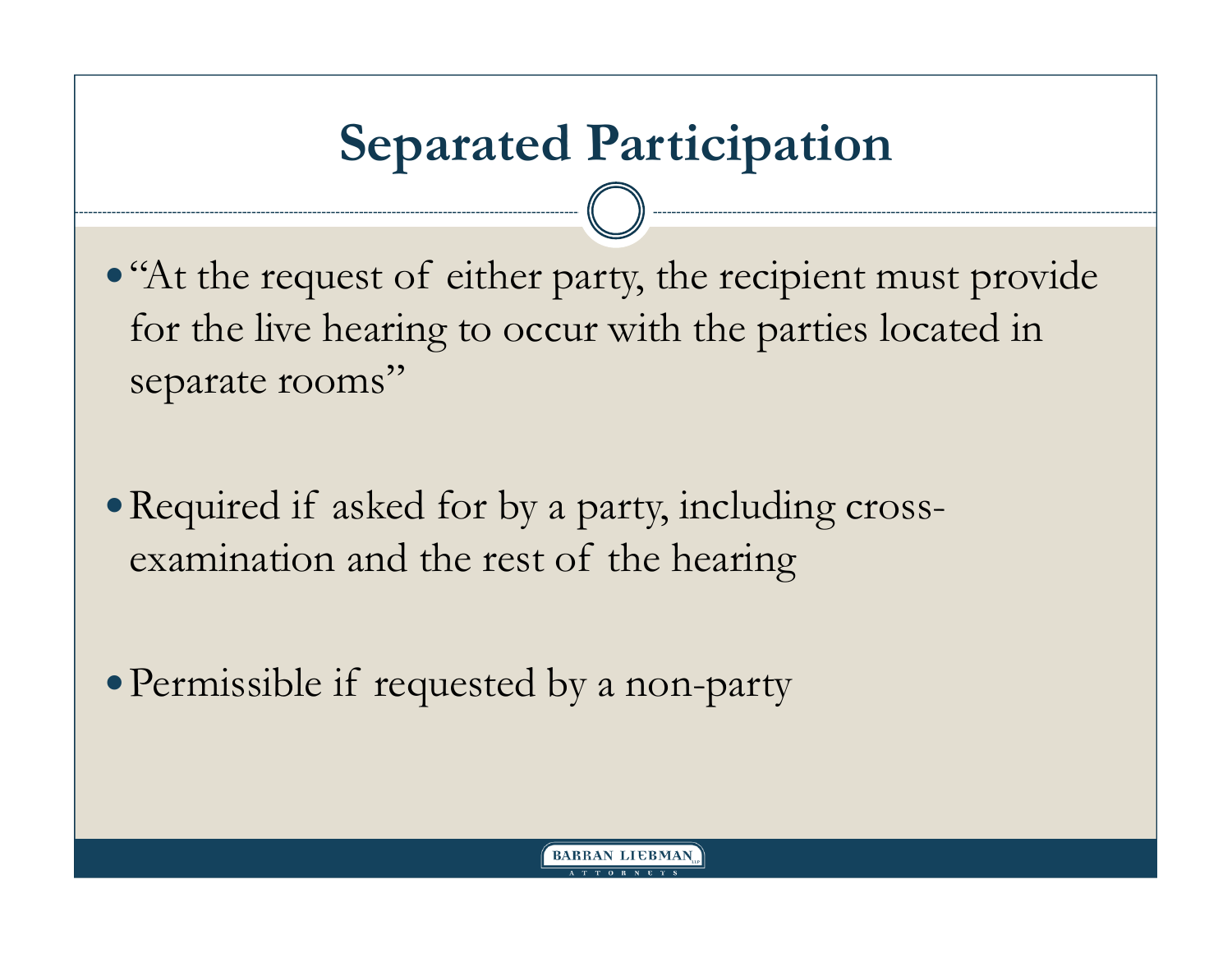# Separated Participation

- "At the request of either party, the recipient must provide for the live hearing to occur with the parties located in separate rooms"
- Required if asked for by a party, including cross-examination and the rest of the hearing
- Permissible if requested by a non-party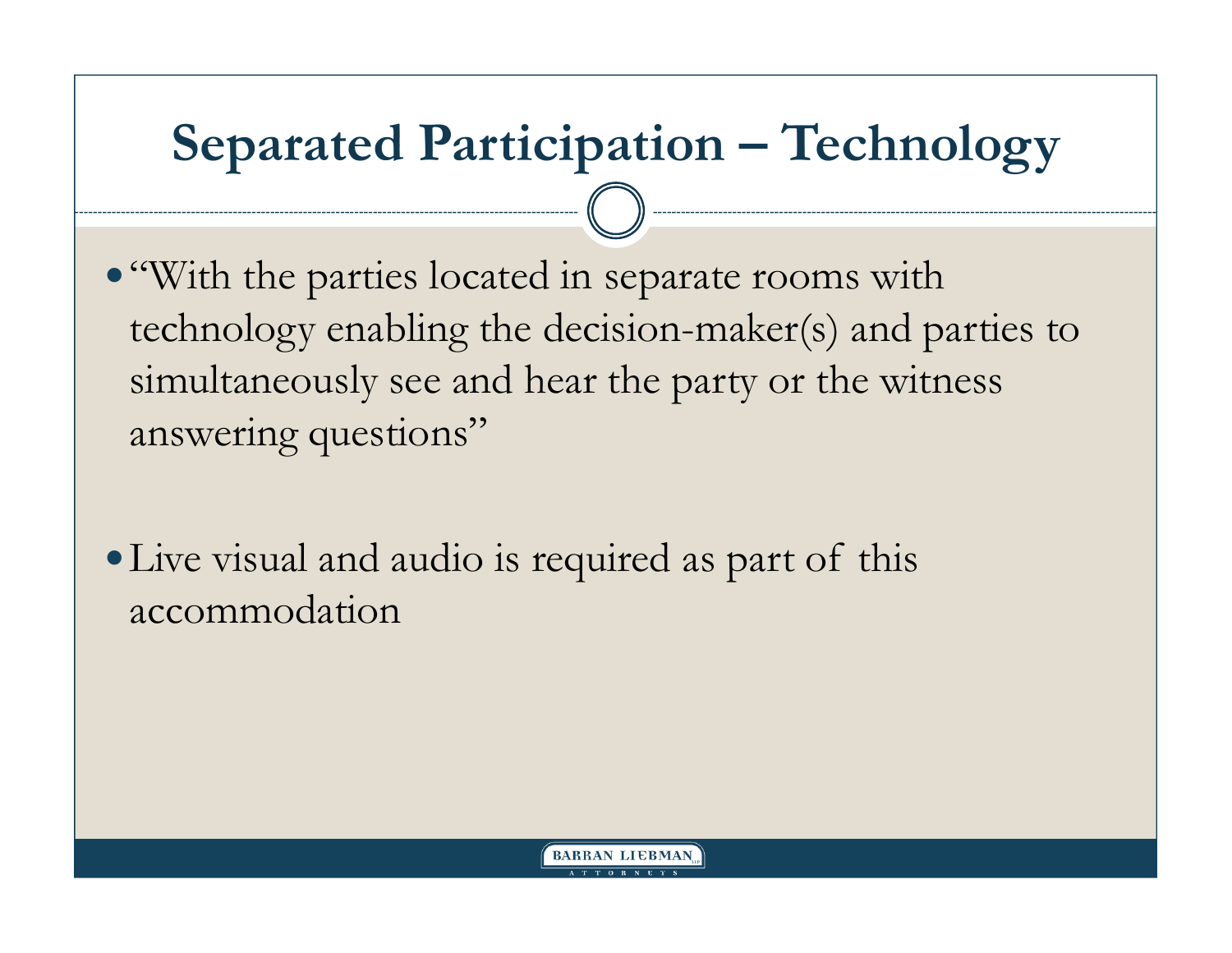# Separated Participation – Technology

- "With the parties located in separate rooms with technology enabling the decision-maker(s) and parties to simultaneously see and hear the party or the witness answering questions"

- Live visual and audio is required as part of this accommodation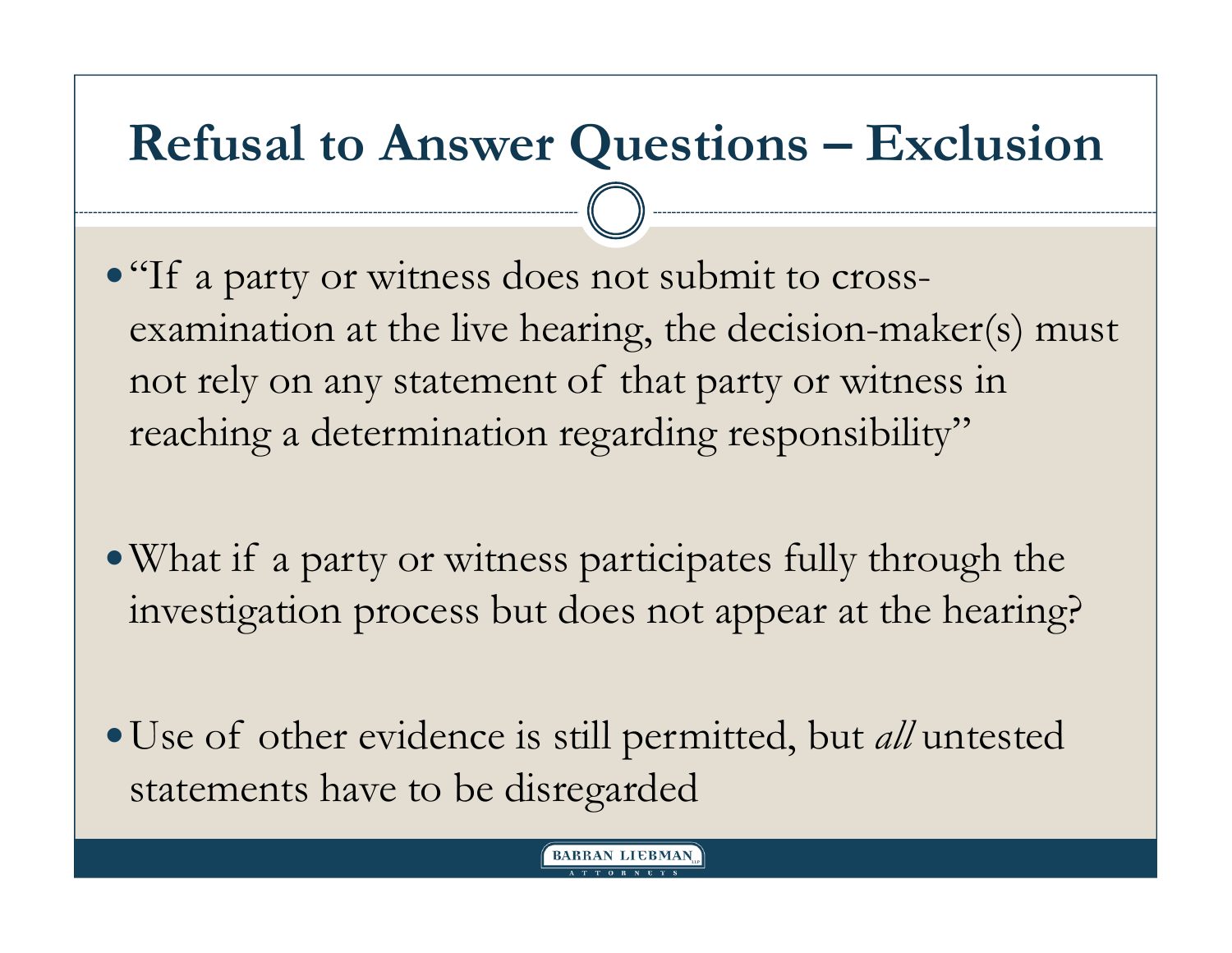# Refusal to Answer Questions – Exclusion

- "If a party or witness does not submit to cross-examination at the live hearing, the decision-maker(s) must not rely on any statement of that party or witness in reaching a determination regarding responsibility"

- What if a party or witness participates fully through the investigation process but does not appear at the hearing?

- Use of other evidence is still permitted, but *all* untested statements have to be disregarded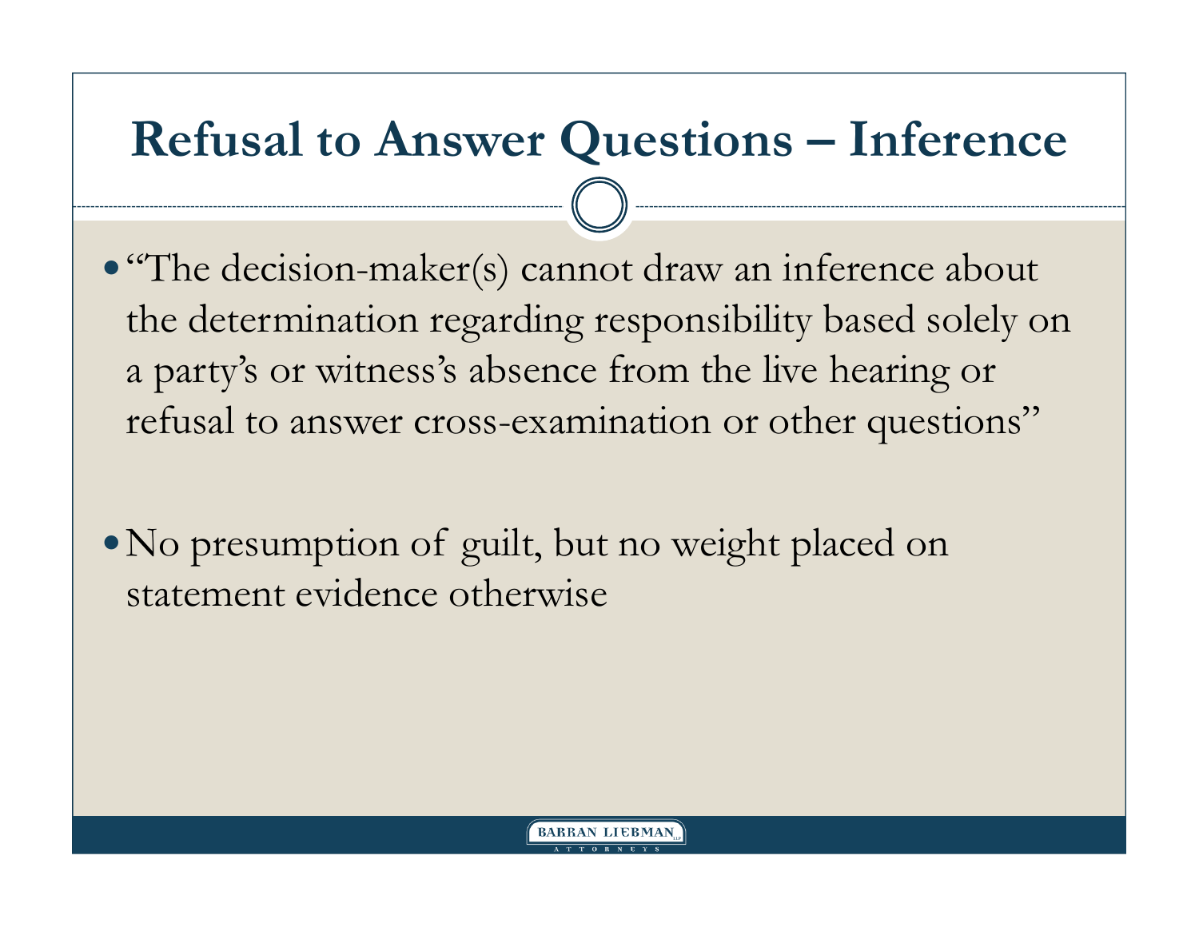# Refusal to Answer Questions – Inference

- "The decision-maker(s) cannot draw an inference about the determination regarding responsibility based solely on a party's or witness's absence from the live hearing or refusal to answer cross-examination or other questions"
- No presumption of guilt, but no weight placed on statement evidence otherwise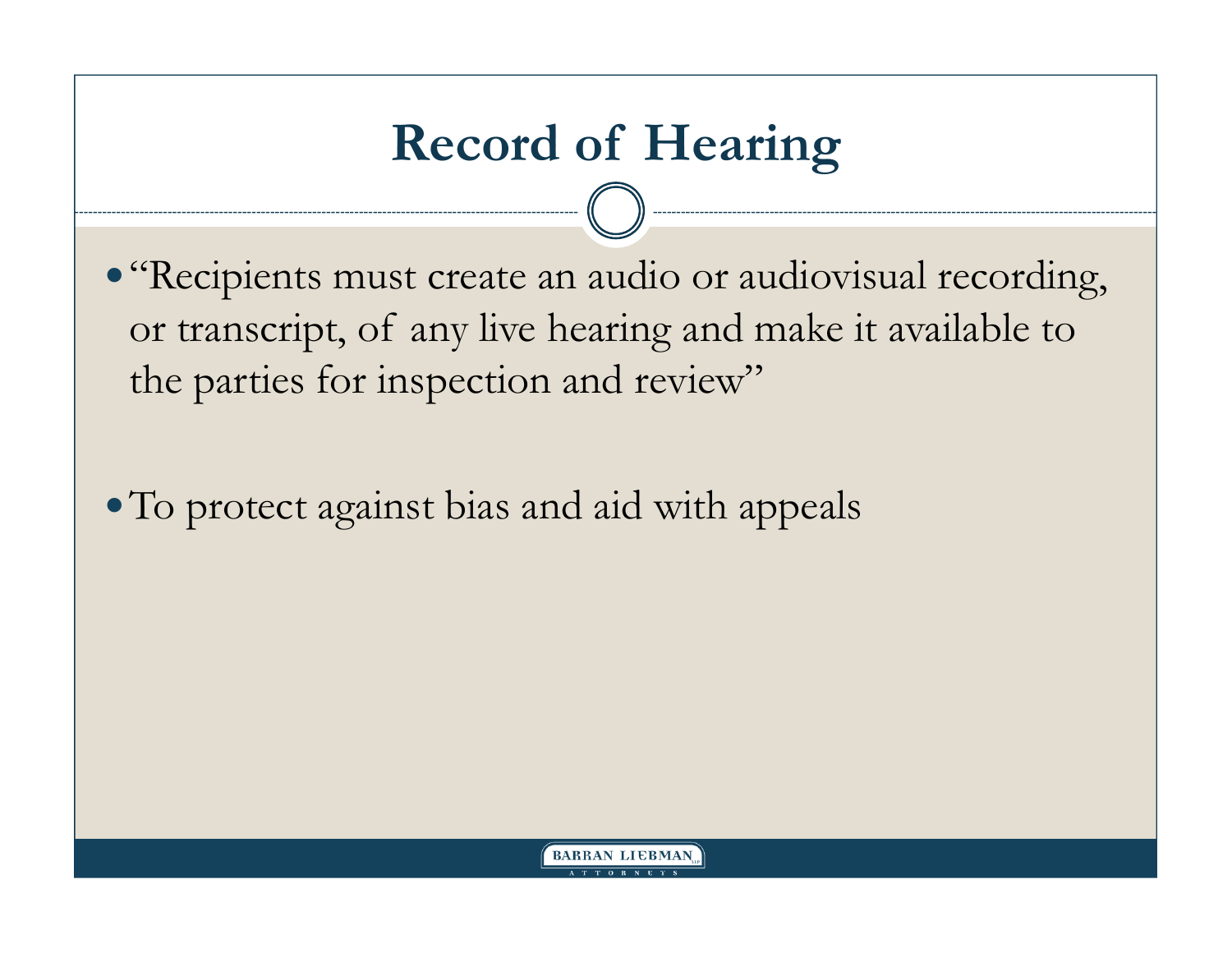# Record of Hearing

- "Recipients must create an audio or audiovisual recording, or transcript, of any live hearing and make it available to the parties for inspection and review"

- To protect against bias and aid with appeals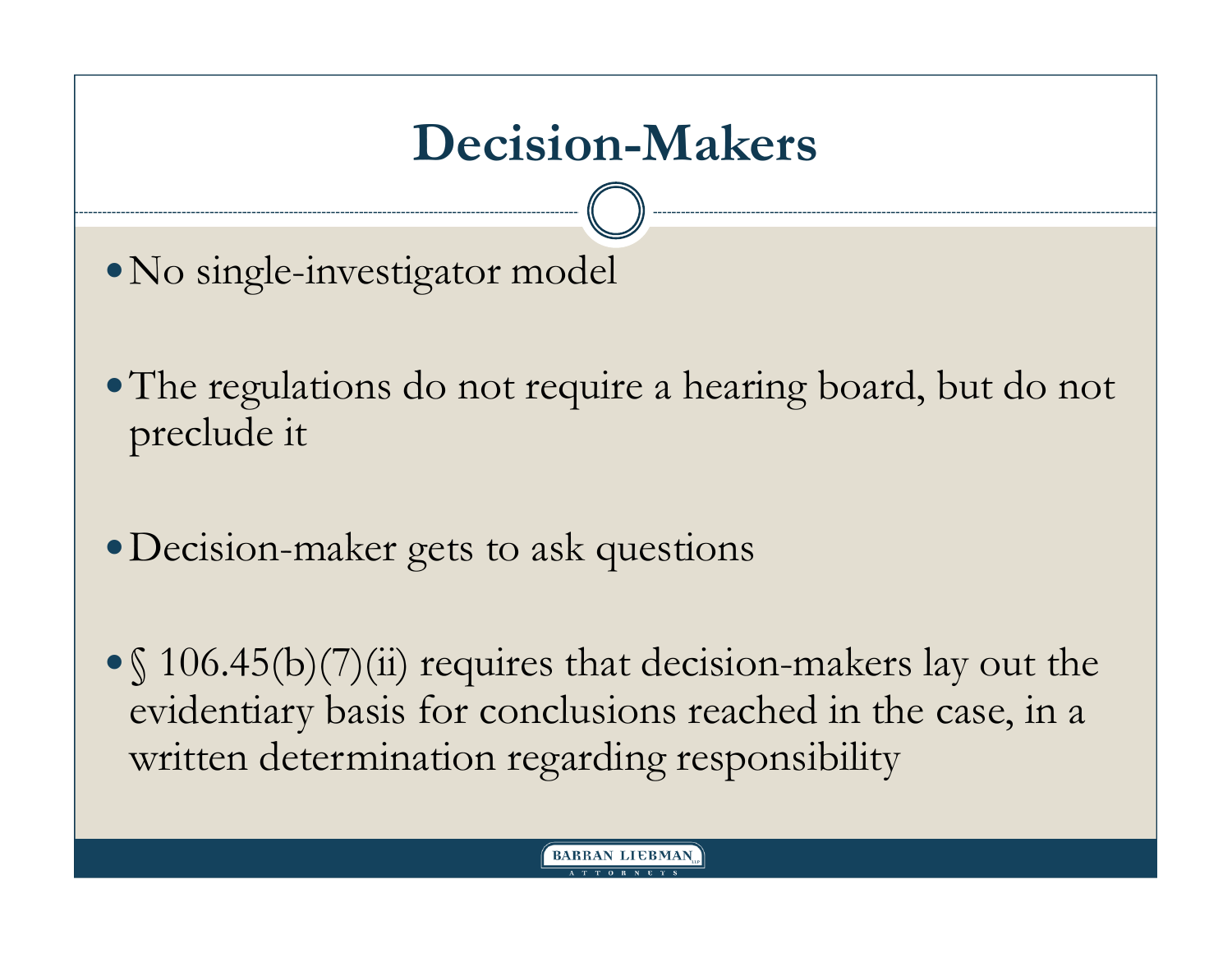# Decision-Makers

- No single-investigator model
- The regulations do not require a hearing board, but do not preclude it
- Decision-maker gets to ask questions
- § 106.45(b)(7)(ii) requires that decision-makers lay out the evidentiary basis for conclusions reached in the case, in a written determination regarding responsibility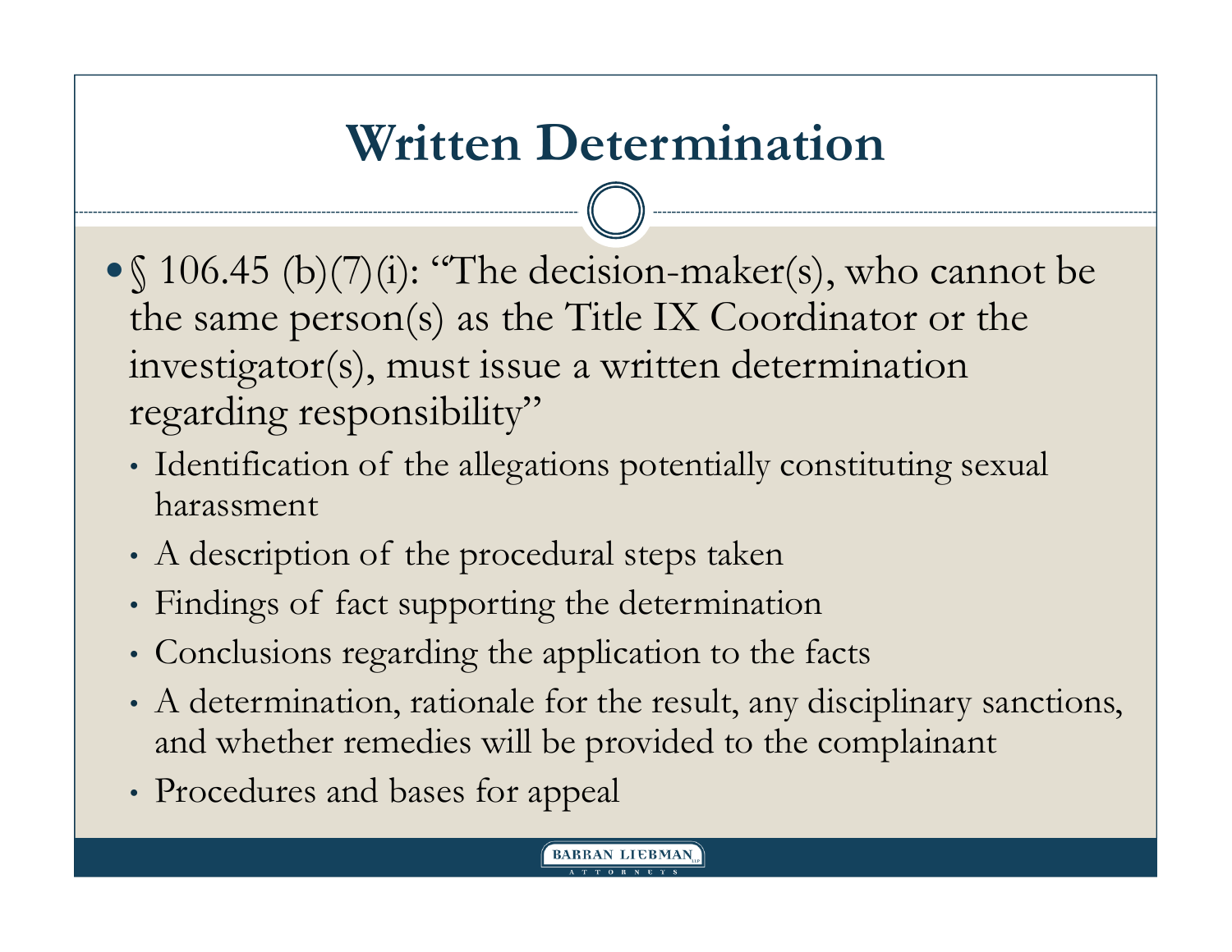# Written Determination

- § 106.45 (b)(7)(i): "The decision-maker(s), who cannot be the same person(s) as the Title IX Coordinator or the investigator(s), must issue a written determination regarding responsibility"
  - Identification of the allegations potentially constituting sexual harassment
  - A description of the procedural steps taken
  - Findings of fact supporting the determination
  - Conclusions regarding the application to the facts
  - A determination, rationale for the result, any disciplinary sanctions, and whether remedies will be provided to the complainant
  - Procedures and bases for appeal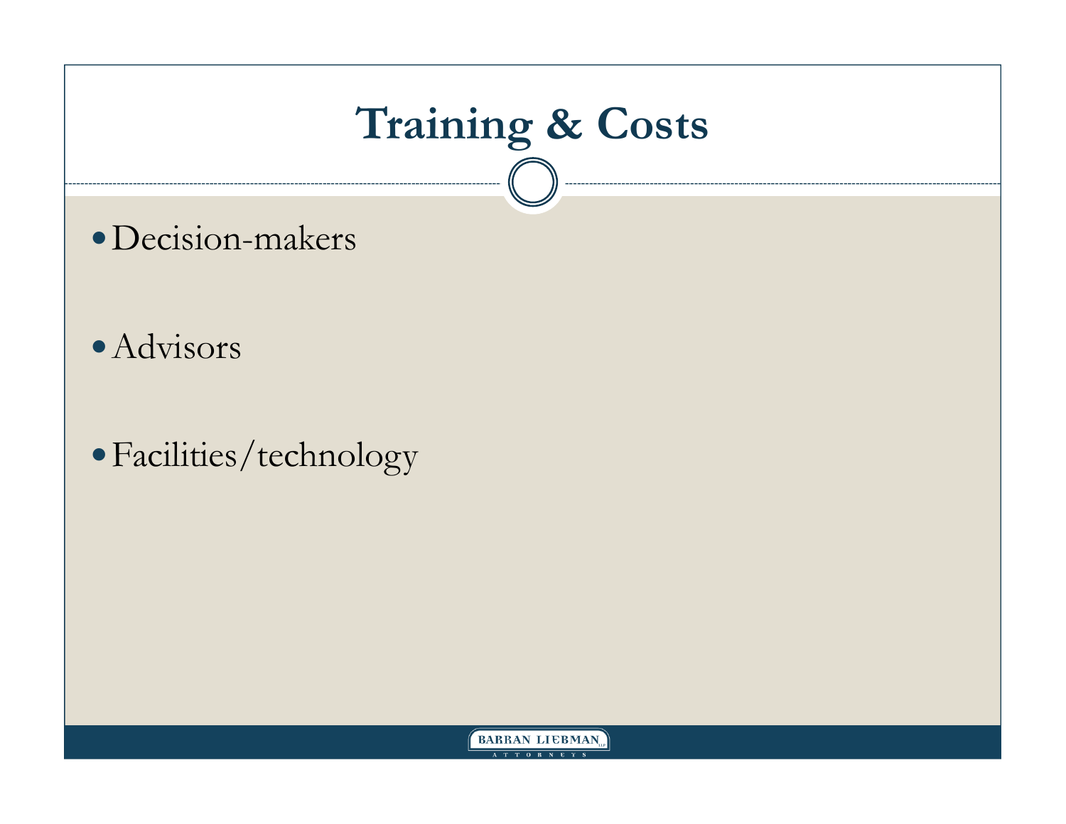# Training & Costs

- Decision-makers
- Advisors
- Facilities/technology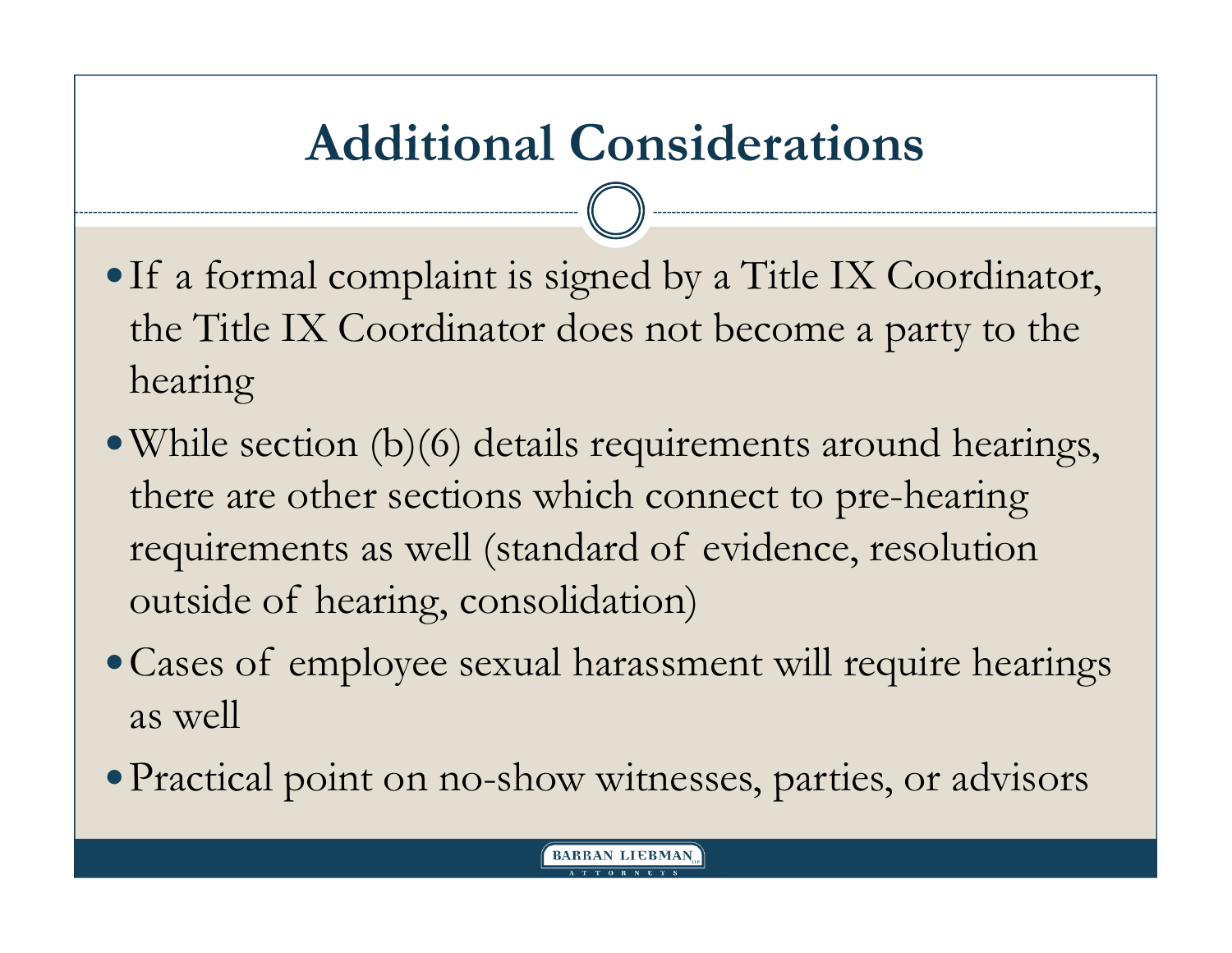# Additional Considerations

- If a formal complaint is signed by a Title IX Coordinator, the Title IX Coordinator does not become a party to the hearing
- While section (b)(6) details requirements around hearings, there are other sections which connect to pre-hearing requirements as well (standard of evidence, resolution outside of hearing, consolidation)
- Cases of employee sexual harassment will require hearings as well
- Practical point on no-show witnesses, parties, or advisors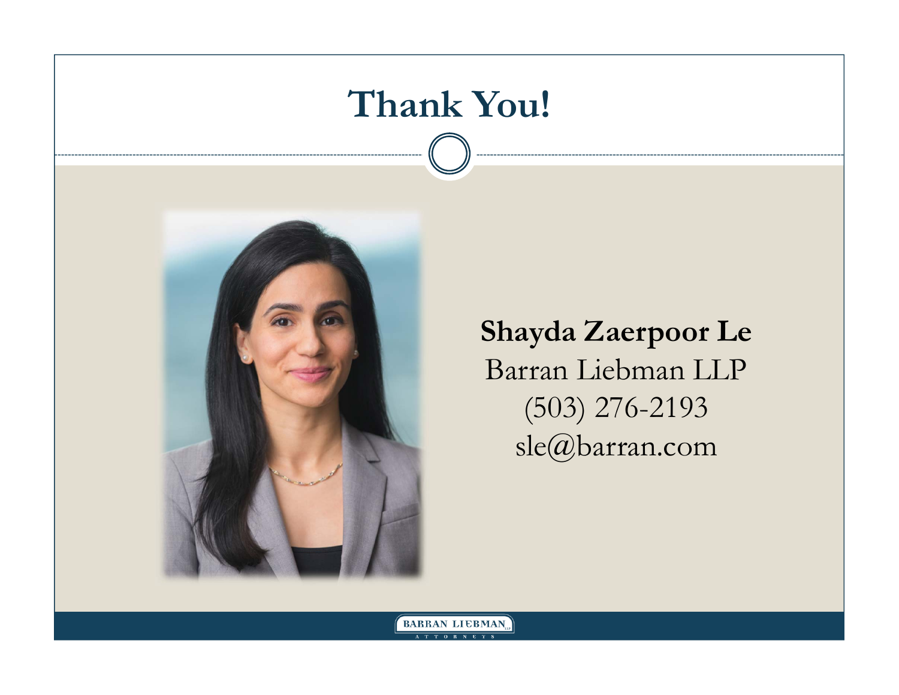# Thank You!

**Shayda Zaerpoor Le**

Barran Liebman LLP

(503) 276-2193

sle@barran.com